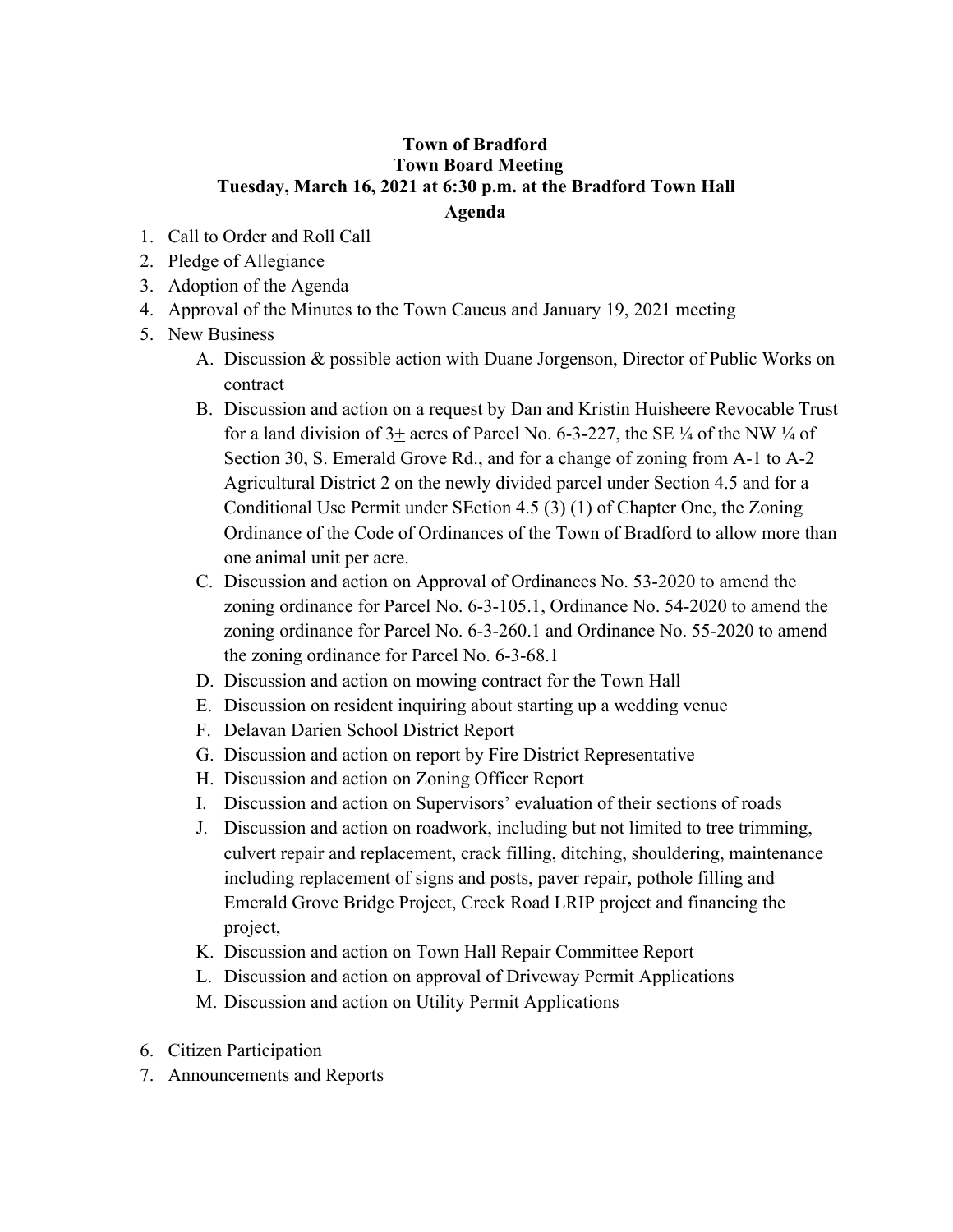**Town of Bradford**
**Town Board Meeting**
**Tuesday, March 16, 2021 at 6:30 p.m. at the Bradford Town Hall**
**Agenda**

1. Call to Order and Roll Call
2. Pledge of Allegiance
3. Adoption of the Agenda
4. Approval of the Minutes to the Town Caucus and January 19, 2021 meeting
5. New Business
    A. Discussion & possible action with Duane Jorgenson, Director of Public Works on contract
    B. Discussion and action on a request by Dan and Kristin Huisheere Revocable Trust for a land division of 3± acres of Parcel No. 6-3-227, the SE ¼ of the NW ¼ of Section 30, S. Emerald Grove Rd., and for a change of zoning from A-1 to A-2 Agricultural District 2 on the newly divided parcel under Section 4.5 and for a Conditional Use Permit under SEction 4.5 (3) (1) of Chapter One, the Zoning Ordinance of the Code of Ordinances of the Town of Bradford to allow more than one animal unit per acre.
    C. Discussion and action on Approval of Ordinances No. 53-2020 to amend the zoning ordinance for Parcel No. 6-3-105.1, Ordinance No. 54-2020 to amend the zoning ordinance for Parcel No. 6-3-260.1 and Ordinance No. 55-2020 to amend the zoning ordinance for Parcel No. 6-3-68.1
    D. Discussion and action on mowing contract for the Town Hall
    E. Discussion on resident inquiring about starting up a wedding venue
    F. Delavan Darien School District Report
    G. Discussion and action on report by Fire District Representative
    H. Discussion and action on Zoning Officer Report
    I. Discussion and action on Supervisors' evaluation of their sections of roads
    J. Discussion and action on roadwork, including but not limited to tree trimming, culvert repair and replacement, crack filling, ditching, shouldering, maintenance including replacement of signs and posts, paver repair, pothole filling and Emerald Grove Bridge Project, Creek Road LRIP project and financing the project,
    K. Discussion and action on Town Hall Repair Committee Report
    L. Discussion and action on approval of Driveway Permit Applications
    M. Discussion and action on Utility Permit Applications
6. Citizen Participation
7. Announcements and Reports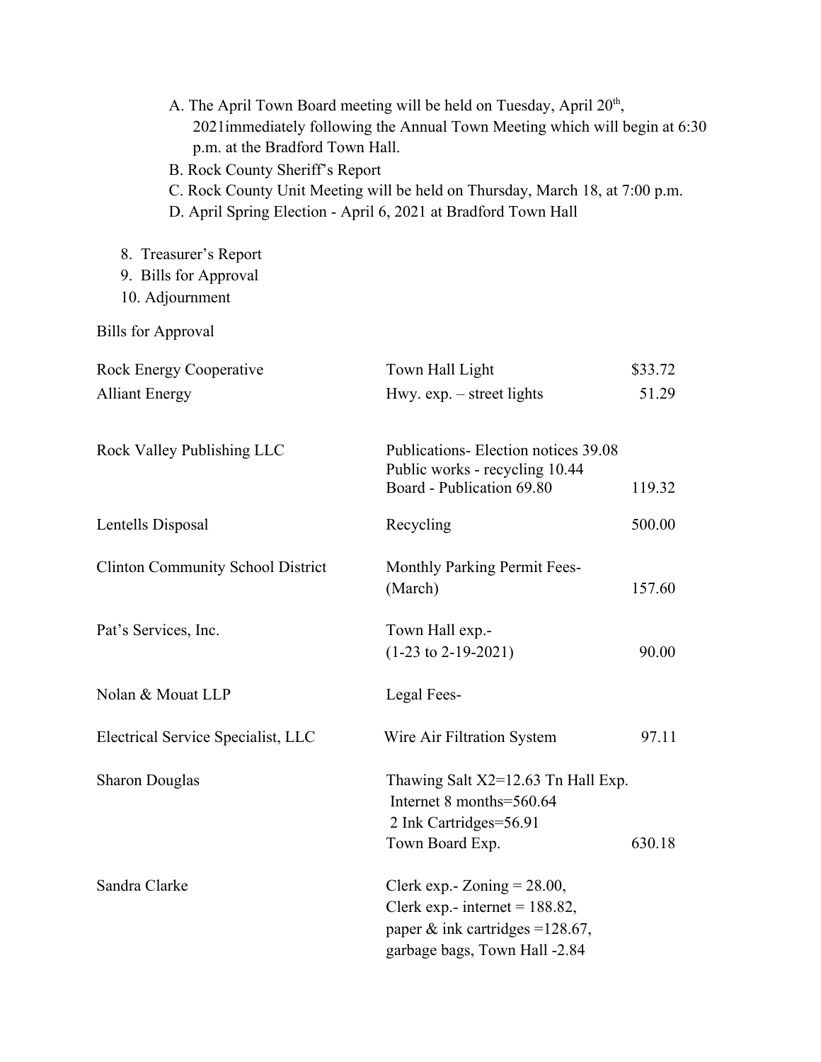A. The April Town Board meeting will be held on Tuesday, April 20th, 2021immediately following the Annual Town Meeting which will begin at 6:30 p.m. at the Bradford Town Hall.
B. Rock County Sheriff's Report
C. Rock County Unit Meeting will be held on Thursday, March 18, at 7:00 p.m.
D. April Spring Election - April 6, 2021 at Bradford Town Hall

8. Treasurer's Report
9. Bills for Approval
10. Adjournment

Bills for Approval

| | | |
|---|---|---|
| Rock Energy Cooperative | Town Hall Light | $33.72 |
| Alliant Energy | Hwy. exp. – street lights | 51.29 |
| Rock Valley Publishing LLC | Publications- Election notices 39.08<br>Public works - recycling 10.44<br>Board - Publication 69.80 | 119.32 |
| Lentells Disposal | Recycling | 500.00 |
| Clinton Community School District | Monthly Parking Permit Fees-<br>(March) | 157.60 |
| Pat's Services, Inc. | Town Hall exp.-<br>(1-23 to 2-19-2021) | 90.00 |
| Nolan & Mouat LLP | Legal Fees- | |
| Electrical Service Specialist, LLC | Wire Air Filtration System | 97.11 |
| Sharon Douglas | Thawing Salt X2=12.63 Tn Hall Exp.<br>Internet 8 months=560.64<br>2 Ink Cartridges=56.91<br>Town Board Exp. | 630.18 |
| Sandra Clarke | Clerk exp.- Zoning = 28.00,<br>Clerk exp.- internet = 188.82,<br>paper & ink cartridges =128.67,<br>garbage bags, Town Hall -2.84 | |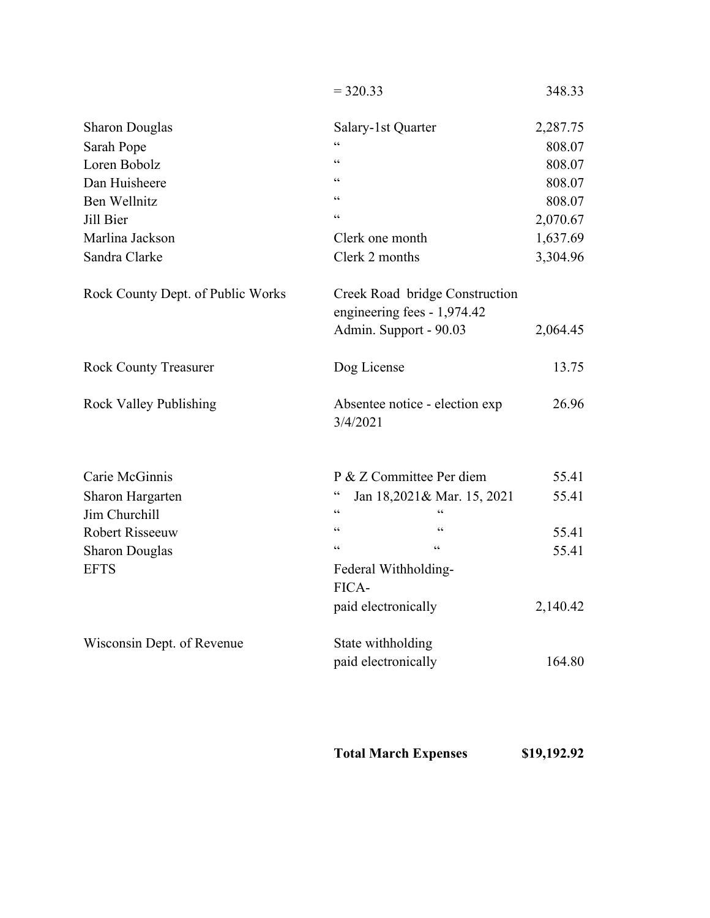| | | |
|---|---|---|
| | = 320.33 | 348.33 |
| Sharon Douglas | Salary-1st Quarter | 2,287.75 |
| Sarah Pope | " | 808.07 |
| Loren Bobolz | " | 808.07 |
| Dan Huisheere | " | 808.07 |
| Ben Wellnitz | " | 808.07 |
| Jill Bier | " | 2,070.67 |
| Marlina Jackson | Clerk one month | 1,637.69 |
| Sandra Clarke | Clerk 2 months | 3,304.96 |
| Rock County Dept. of Public Works | Creek Road bridge Construction engineering fees - 1,974.42 Admin. Support - 90.03 | 2,064.45 |
| Rock County Treasurer | Dog License | 13.75 |
| Rock Valley Publishing | Absentee notice - election exp 3/4/2021 | 26.96 |
| Carie McGinnis | P & Z Committee Per diem | 55.41 |
| Sharon Hargarten | " Jan 18,2021& Mar. 15, 2021 | 55.41 |
| Jim Churchill | " " | |
| Robert Risseeuw | " " | 55.41 |
| Sharon Douglas | " " | 55.41 |
| EFTS | Federal Withholding- FICA- paid electronically | 2,140.42 |
| Wisconsin Dept. of Revenue | State withholding paid electronically | 164.80 |

**Total March Expenses** **$19,192.92**